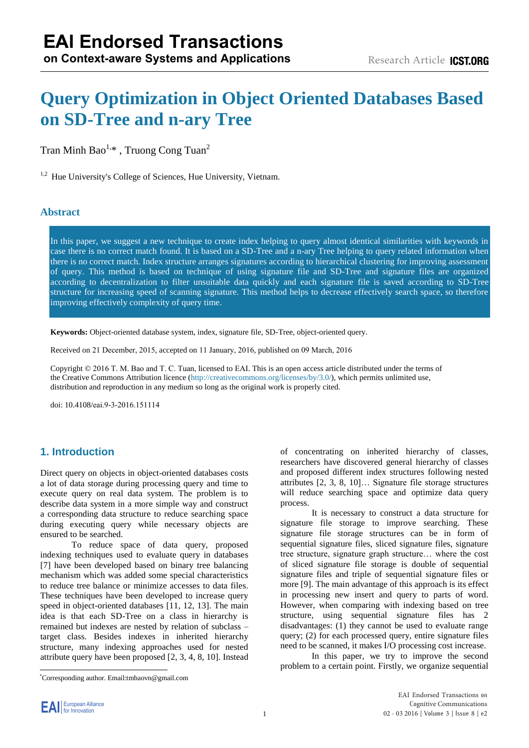# Query Optimization in Object Oriented Databases Based on SD-Tree and n-ary Tree

Tran Minh Bao[1,*] , Truong Cong Tuan[2]

[1,2] Hue University's College of Sciences, Hue University, Vietnam.

## Abstract

In this paper, we suggest a new technique to create index helping to query almost identical similarities with keywords in case there is no correct match found. It is based on a SD-Tree and a n-ary Tree helping to query related information when there is no correct match. Index structure arranges signatures according to hierarchical clustering for improving assessment of query. This method is based on technique of using signature file and SD-Tree and signature files are organized according to decentralization to filter unsuitable data quickly and each signature file is saved according to SD-Tree structure for increasing speed of scanning signature. This method helps to decrease effectively search space, so therefore improving effectively complexity of query time.

**Keywords:** Object-oriented database system, index, signature file, SD-Tree, object-oriented query.

Received on 21 December, 2015, accepted on 11 January, 2016, published on 09 March, 2016

Copyright © 2016 T. M. Bao and T. C. Tuan, licensed to EAI. This is an open access article distributed under the terms of the Creative Commons Attribution licence (http://creativecommons.org/licenses/by/3.0/), which permits unlimited use, distribution and reproduction in any medium so long as the original work is properly cited.

doi: 10.4108/eai.9-3-2016.151114

## 1. Introduction

Direct query on objects in object-oriented databases costs a lot of data storage during processing query and time to execute query on real data system. The problem is to describe data system in a more simple way and construct a corresponding data structure to reduce searching space during executing query while necessary objects are ensured to be searched.

To reduce space of data query, proposed indexing techniques used to evaluate query in databases [7] have been developed based on binary tree balancing mechanism which was added some special characteristics to reduce tree balance or minimize accesses to data files. These techniques have been developed to increase query speed in object-oriented databases [11, 12, 13]. The main idea is that each SD-Tree on a class in hierarchy is remained but indexes are nested by relation of subclass – target class. Besides indexes in inherited hierarchy structure, many indexing approaches used for nested attribute query have been proposed [2, 3, 4, 8, 10]. Instead of concentrating on inherited hierarchy of classes, researchers have discovered general hierarchy of classes and proposed different index structures following nested attributes [2, 3, 8, 10]… Signature file storage structures will reduce searching space and optimize data query process.

It is necessary to construct a data structure for signature file storage to improve searching. These signature file storage structures can be in form of sequential signature files, sliced signature files, signature tree structure, signature graph structure… where the cost of sliced signature file storage is double of sequential signature files and triple of sequential signature files or more [9]. The main advantage of this approach is its effect in processing new insert and query to parts of word. However, when comparing with indexing based on tree structure, using sequential signature files has 2 disadvantages: (1) they cannot be used to evaluate range query; (2) for each processed query, entire signature files need to be scanned, it makes I/O processing cost increase.

In this paper, we try to improve the second problem to a certain point. Firstly, we organize sequential

---

[*] Corresponding author. Email:tmbaovn@gmail.com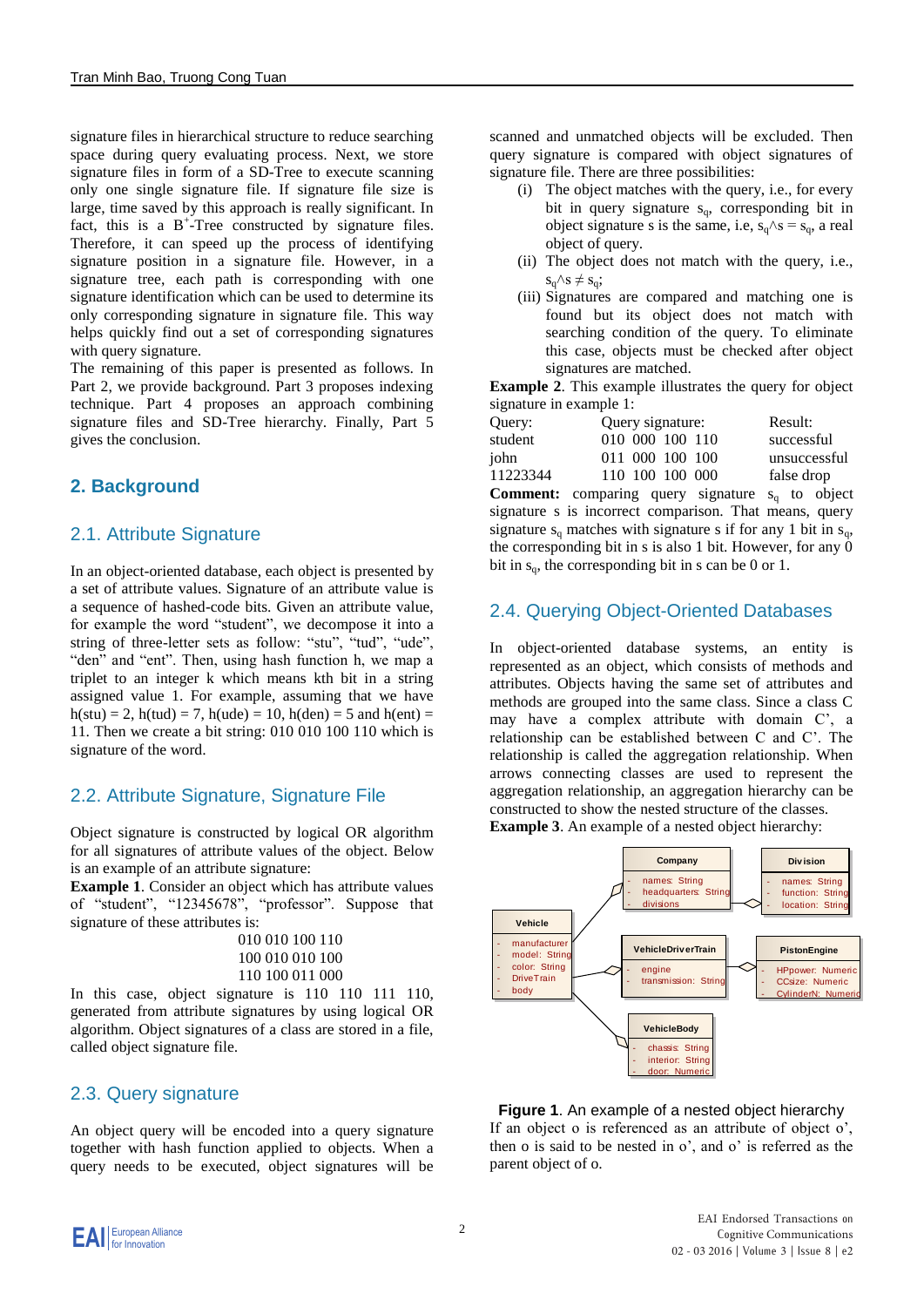signature files in hierarchical structure to reduce searching space during query evaluating process. Next, we store signature files in form of a SD-Tree to execute scanning only one single signature file. If signature file size is large, time saved by this approach is really significant. In fact, this is a $B^+$-Tree constructed by signature files. Therefore, it can speed up the process of identifying signature position in a signature file. However, in a signature tree, each path is corresponding with one signature identification which can be used to determine its only corresponding signature in signature file. This way helps quickly find out a set of corresponding signatures with query signature.

The remaining of this paper is presented as follows. In Part 2, we provide background. Part 3 proposes indexing technique. Part 4 proposes an approach combining signature files and SD-Tree hierarchy. Finally, Part 5 gives the conclusion.

## 2. Background

### 2.1. Attribute Signature

In an object-oriented database, each object is presented by a set of attribute values. Signature of an attribute value is a sequence of hashed-code bits. Given an attribute value, for example the word "student", we decompose it into a string of three-letter sets as follow: "stu", "tud", "ude", "den" and "ent". Then, using hash function h, we map a triplet to an integer k which means kth bit in a string assigned value 1. For example, assuming that we have h(stu) = 2, h(tud) = 7, h(ude) = 10, h(den) = 5 and h(ent) = 11. Then we create a bit string: 010 010 100 110 which is signature of the word.

### 2.2. Attribute Signature, Signature File

Object signature is constructed by logical OR algorithm for all signatures of attribute values of the object. Below is an example of an attribute signature:

**Example 1**. Consider an object which has attribute values of "student", "12345678", "professor". Suppose that signature of these attributes is:

010 010 100 110
100 010 010 100
110 100 011 000

In this case, object signature is 110 110 111 110, generated from attribute signatures by using logical OR algorithm. Object signatures of a class are stored in a file, called object signature file.

### 2.3. Query signature

An object query will be encoded into a query signature together with hash function applied to objects. When a query needs to be executed, object signatures will be scanned and unmatched objects will be excluded. Then query signature is compared with object signatures of signature file. There are three possibilities:

(i) The object matches with the query, i.e., for every bit in query signature $s_q$, corresponding bit in object signature s is the same, i.e, $s_q \wedge s = s_q$, a real object of query.
(ii) The object does not match with the query, i.e., $s_q \wedge s \neq s_q$;
(iii) Signatures are compared and matching one is found but its object does not match with searching condition of the query. To eliminate this case, objects must be checked after object signatures are matched.

**Example 2**. This example illustrates the query for object signature in example 1:

| Query: | Query signature: | Result: |
|---|---|---|
| student | 010 000 100 110 | successful |
| john | 011 000 100 100 | unsuccessful |
| 11223344 | 110 100 100 000 | false drop |

**Comment:** comparing query signature $s_q$ to object signature s is incorrect comparison. That means, query signature $s_q$ matches with signature s if for any 1 bit in $s_q$, the corresponding bit in s is also 1 bit. However, for any 0 bit in $s_q$, the corresponding bit in s can be 0 or 1.

### 2.4. Querying Object-Oriented Databases

In object-oriented database systems, an entity is represented as an object, which consists of methods and attributes. Objects having the same set of attributes and methods are grouped into the same class. Since a class C may have a complex attribute with domain C', a relationship can be established between C and C'. The relationship is called the aggregation relationship. When arrows connecting classes are used to represent the aggregation relationship, an aggregation hierarchy can be constructed to show the nested structure of the classes.

**Example 3**. An example of a nested object hierarchy:

**Figure 1**. An example of a nested object hierarchy

If an object o is referenced as an attribute of object o', then o is said to be nested in o', and o' is referred as the parent object of o.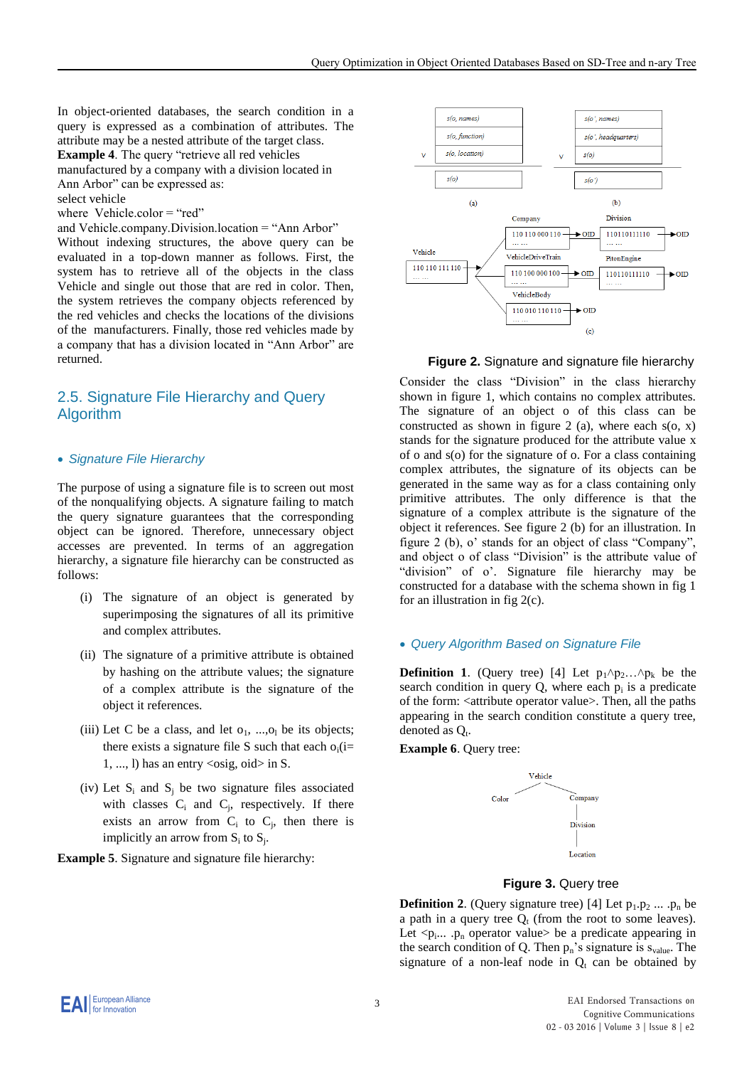In object-oriented databases, the search condition in a query is expressed as a combination of attributes. The attribute may be a nested attribute of the target class.

**Example 4**. The query "retrieve all red vehicles manufactured by a company with a division located in Ann Arbor" can be expressed as:
select vehicle
where Vehicle.color = "red"
and Vehicle.company.Division.location = "Ann Arbor"

Without indexing structures, the above query can be evaluated in a top-down manner as follows. First, the system has to retrieve all of the objects in the class Vehicle and single out those that are red in color. Then, the system retrieves the company objects referenced by the red vehicles and checks the locations of the divisions of the manufacturers. Finally, those red vehicles made by a company that has a division located in "Ann Arbor" are returned.

## 2.5. Signature File Hierarchy and Query Algorithm

- *Signature File Hierarchy*

The purpose of using a signature file is to screen out most of the nonqualifying objects. A signature failing to match the query signature guarantees that the corresponding object can be ignored. Therefore, unnecessary object accesses are prevented. In terms of an aggregation hierarchy, a signature file hierarchy can be constructed as follows:

(i) The signature of an object is generated by superimposing the signatures of all its primitive and complex attributes.

(ii) The signature of a primitive attribute is obtained by hashing on the attribute values; the signature of a complex attribute is the signature of the object it references.

(iii) Let C be a class, and let $o_1$, ...,$o_l$ be its objects; there exists a signature file S such that each $o_i$(i= 1, ..., l) has an entry <osig, oid> in S.

(iv) Let $S_i$ and $S_j$ be two signature files associated with classes $C_i$ and $C_j$, respectively. If there exists an arrow from $C_i$ to $C_j$, then there is implicitly an arrow from $S_i$ to $S_j$.

**Example 5**. Signature and signature file hierarchy:

(a)
s(o, names)
s(o, function)
∨ s(o, location)
s(o)

(b)
s(o', names)
s(o', headquarters)
∨ s(o)
s(o')

(c)
Vehicle: 110 110 111 110 → Company: 110 110 000 110 → OID; → Division: 110110111110 → OID
Vehicle → VehicleDriveTrain: 110 100 000 100 → OID; → PitonEngine: 110110111110 → OID
Vehicle → VehicleBody: 110 010 110 110 → OID

**Figure 2.** Signature and signature file hierarchy

Consider the class "Division" in the class hierarchy shown in figure 1, which contains no complex attributes. The signature of an object o of this class can be constructed as shown in figure 2 (a), where each s(o, x) stands for the signature produced for the attribute value x of o and s(o) for the signature of o. For a class containing complex attributes, the signature of its objects can be generated in the same way as for a class containing only primitive attributes. The only difference is that the signature of a complex attribute is the signature of the object it references. See figure 2 (b) for an illustration. In figure 2 (b), o' stands for an object of class "Company", and object o of class "Division" is the attribute value of "division" of o'. Signature file hierarchy may be constructed for a database with the schema shown in fig 1 for an illustration in fig 2(c).

- *Query Algorithm Based on Signature File*

**Definition 1**. (Query tree) [4] Let $p_1 \wedge p_2 \ldots \wedge p_k$ be the search condition in query Q, where each $p_i$ is a predicate of the form: <attribute operator value>. Then, all the paths appearing in the search condition constitute a query tree, denoted as $Q_t$.

**Example 6**. Query tree:

Vehicle
├── Color
└── Company
  └── Division
    └── Location

**Figure 3.** Query tree

**Definition 2**. (Query signature tree) [4] Let $p_1.p_2 \ldots .p_n$ be a path in a query tree $Q_t$ (from the root to some leaves). Let $<p_i\ldots .p_n$ operator value> be a predicate appearing in the search condition of Q. Then $p_n$'s signature is $s_{value}$. The signature of a non-leaf node in $Q_t$ can be obtained by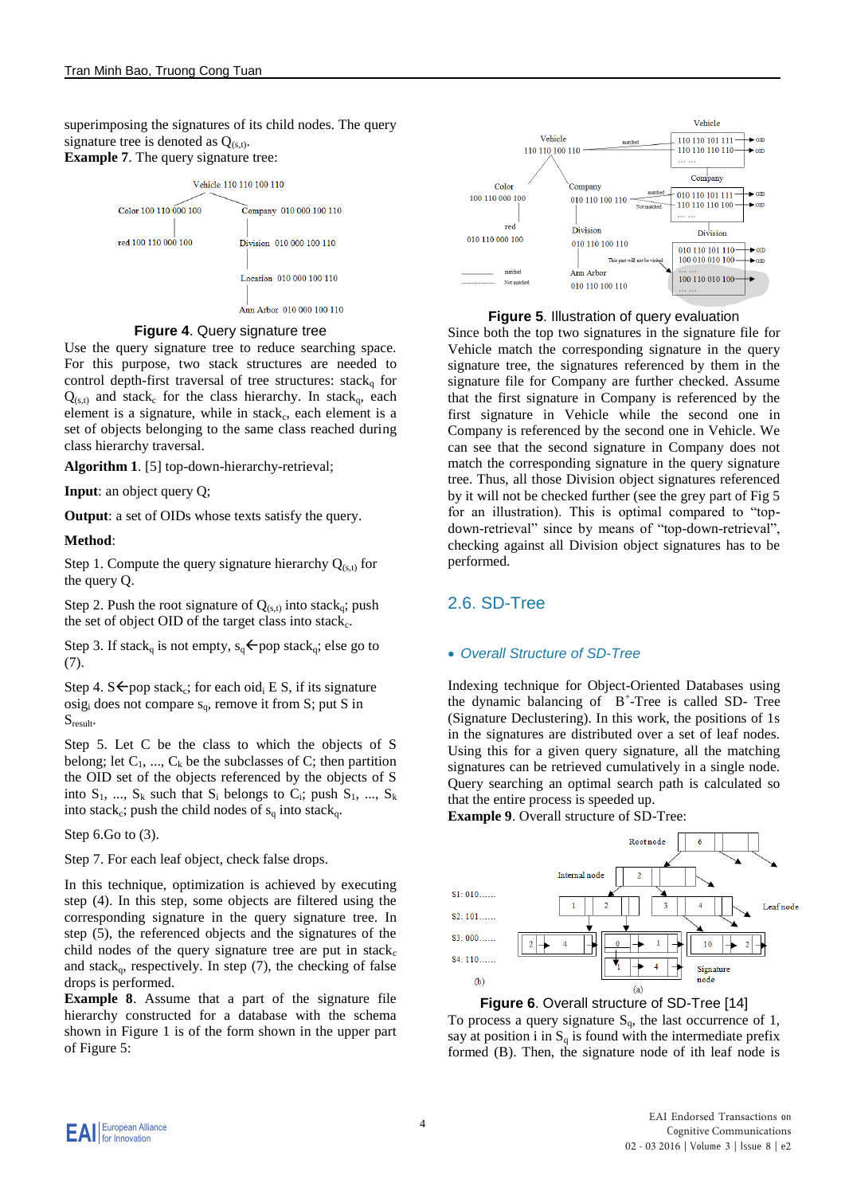superimposing the signatures of its child nodes. The query signature tree is denoted as $Q_{(s,t)}$.

**Example 7**. The query signature tree:

Vehicle 110 110 100 110

Color 100 110 000 100

Company 010 000 100 110

red 100 110 000 100

Division 010 000 100 110

Location 010 000 100 110

Ann Arbor 010 000 100 110

**Figure 4**. Query signature tree

Use the query signature tree to reduce searching space. For this purpose, two stack structures are needed to control depth-first traversal of tree structures: $stack_q$ for $Q_{(s,t)}$ and $stack_c$ for the class hierarchy. In $stack_q$, each element is a signature, while in $stack_c$, each element is a set of objects belonging to the same class reached during class hierarchy traversal.

**Algorithm 1**. [5] top-down-hierarchy-retrieval;

**Input**: an object query Q;

**Output**: a set of OIDs whose texts satisfy the query.

**Method**:

Step 1. Compute the query signature hierarchy $Q_{(s,t)}$ for the query Q.

Step 2. Push the root signature of $Q_{(s,t)}$ into $stack_q$; push the set of object OID of the target class into $stack_c$.

Step 3. If $stack_q$ is not empty, $s_q \leftarrow$ pop $stack_q$; else go to (7).

Step 4. S$\leftarrow$pop $stack_c$; for each $oid_i$ E S, if its signature $osig_i$ does not compare $s_q$, remove it from S; put S in $S_{result}$.

Step 5. Let C be the class to which the objects of S belong; let $C_1$, ..., $C_k$ be the subclasses of C; then partition the OID set of the objects referenced by the objects of S into $S_1$, ..., $S_k$ such that $S_i$ belongs to $C_i$; push $S_1$, ..., $S_k$ into $stack_c$; push the child nodes of $s_q$ into $stack_q$.

Step 6.Go to (3).

Step 7. For each leaf object, check false drops.

In this technique, optimization is achieved by executing step (4). In this step, some objects are filtered using the corresponding signature in the query signature tree. In step (5), the referenced objects and the signatures of the child nodes of the query signature tree are put in $stack_c$ and $stack_q$, respectively. In step (7), the checking of false drops is performed.

**Example 8**. Assume that a part of the signature file hierarchy constructed for a database with the schema shown in Figure 1 is of the form shown in the upper part of Figure 5:

**Figure 5**. Illustration of query evaluation

Since both the top two signatures in the signature file for Vehicle match the corresponding signature in the query signature tree, the signatures referenced by them in the signature file for Company are further checked. Assume that the first signature in Company is referenced by the first signature in Vehicle while the second one in Company is referenced by the second one in Vehicle. We can see that the second signature in Company does not match the corresponding signature in the query signature tree. Thus, all those Division object signatures referenced by it will not be checked further (see the grey part of Fig 5 for an illustration). This is optimal compared to "top-down-retrieval" since by means of "top-down-retrieval", checking against all Division object signatures has to be performed.

## 2.6. SD-Tree

- *Overall Structure of SD-Tree*

Indexing technique for Object-Oriented Databases using the dynamic balancing of $B^+$-Tree is called SD- Tree (Signature Declustering). In this work, the positions of 1s in the signatures are distributed over a set of leaf nodes. Using this for a given query signature, all the matching signatures can be retrieved cumulatively in a single node. Query searching an optimal search path is calculated so that the entire process is speeded up.

**Example 9**. Overall structure of SD-Tree:

**Figure 6**. Overall structure of SD-Tree [14]

To process a query signature $S_q$, the last occurrence of 1, say at position i in $S_q$ is found with the intermediate prefix formed (B). Then, the signature node of ith leaf node is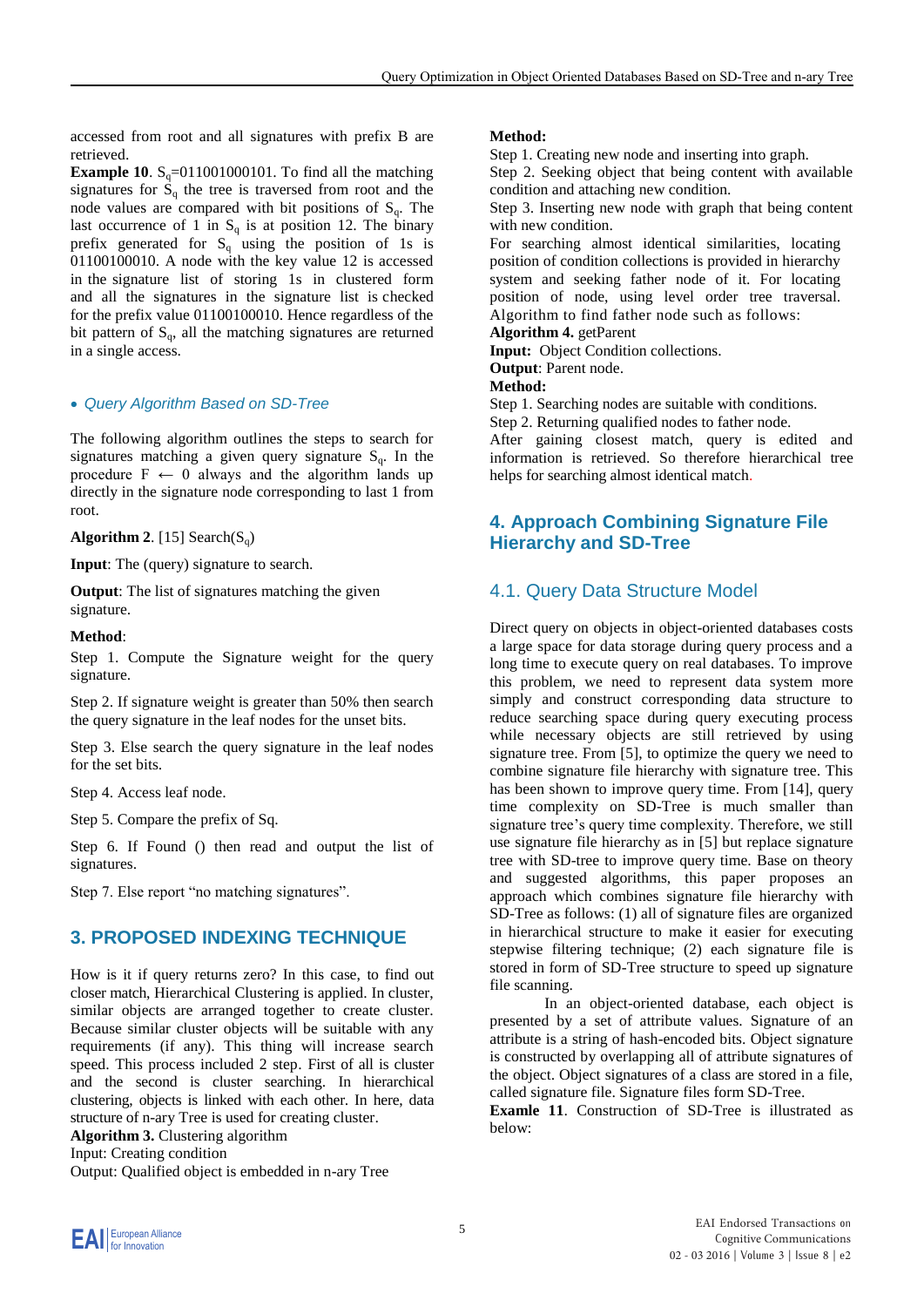accessed from root and all signatures with prefix B are retrieved.

**Example 10**. $S_q$=011001000101. To find all the matching signatures for $S_q$ the tree is traversed from root and the node values are compared with bit positions of $S_q$. The last occurrence of 1 in $S_q$ is at position 12. The binary prefix generated for $S_q$ using the position of 1s is 01100100010. A node with the key value 12 is accessed in the signature list of storing 1s in clustered form and all the signatures in the signature list is checked for the prefix value 01100100010. Hence regardless of the bit pattern of $S_q$, all the matching signatures are returned in a single access.

- *Query Algorithm Based on SD-Tree*

The following algorithm outlines the steps to search for signatures matching a given query signature $S_q$. In the procedure F ← 0 always and the algorithm lands up directly in the signature node corresponding to last 1 from root.

**Algorithm 2**. [15] Search($S_q$)

**Input**: The (query) signature to search.

**Output**: The list of signatures matching the given signature.

**Method**:

Step 1. Compute the Signature weight for the query signature.

Step 2. If signature weight is greater than 50% then search the query signature in the leaf nodes for the unset bits.

Step 3. Else search the query signature in the leaf nodes for the set bits.

Step 4. Access leaf node.

Step 5. Compare the prefix of Sq.

Step 6. If Found () then read and output the list of signatures.

Step 7. Else report "no matching signatures".

## 3. PROPOSED INDEXING TECHNIQUE

How is it if query returns zero? In this case, to find out closer match, Hierarchical Clustering is applied. In cluster, similar objects are arranged together to create cluster. Because similar cluster objects will be suitable with any requirements (if any). This thing will increase search speed. This process included 2 step. First of all is cluster and the second is cluster searching. In hierarchical clustering, objects is linked with each other. In here, data structure of n-ary Tree is used for creating cluster.

**Algorithm 3.** Clustering algorithm

Input: Creating condition

Output: Qualified object is embedded in n-ary Tree

**Method:**

Step 1. Creating new node and inserting into graph.

Step 2. Seeking object that being content with available condition and attaching new condition.

Step 3. Inserting new node with graph that being content with new condition.

For searching almost identical similarities, locating position of condition collections is provided in hierarchy system and seeking father node of it. For locating position of node, using level order tree traversal. Algorithm to find father node such as follows:

**Algorithm 4.** getParent

**Input:** Object Condition collections.

**Output**: Parent node.

**Method:**

Step 1. Searching nodes are suitable with conditions.

Step 2. Returning qualified nodes to father node.

After gaining closest match, query is edited and information is retrieved. So therefore hierarchical tree helps for searching almost identical match.

## 4. Approach Combining Signature File Hierarchy and SD-Tree

### 4.1. Query Data Structure Model

Direct query on objects in object-oriented databases costs a large space for data storage during query process and a long time to execute query on real databases. To improve this problem, we need to represent data system more simply and construct corresponding data structure to reduce searching space during query executing process while necessary objects are still retrieved by using signature tree. From [5], to optimize the query we need to combine signature file hierarchy with signature tree. This has been shown to improve query time. From [14], query time complexity on SD-Tree is much smaller than signature tree's query time complexity. Therefore, we still use signature file hierarchy as in [5] but replace signature tree with SD-tree to improve query time. Base on theory and suggested algorithms, this paper proposes an approach which combines signature file hierarchy with SD-Tree as follows: (1) all of signature files are organized in hierarchical structure to make it easier for executing stepwise filtering technique; (2) each signature file is stored in form of SD-Tree structure to speed up signature file scanning.

In an object-oriented database, each object is presented by a set of attribute values. Signature of an attribute is a string of hash-encoded bits. Object signature is constructed by overlapping all of attribute signatures of the object. Object signatures of a class are stored in a file, called signature file. Signature files form SD-Tree.

**Examle 11**. Construction of SD-Tree is illustrated as below: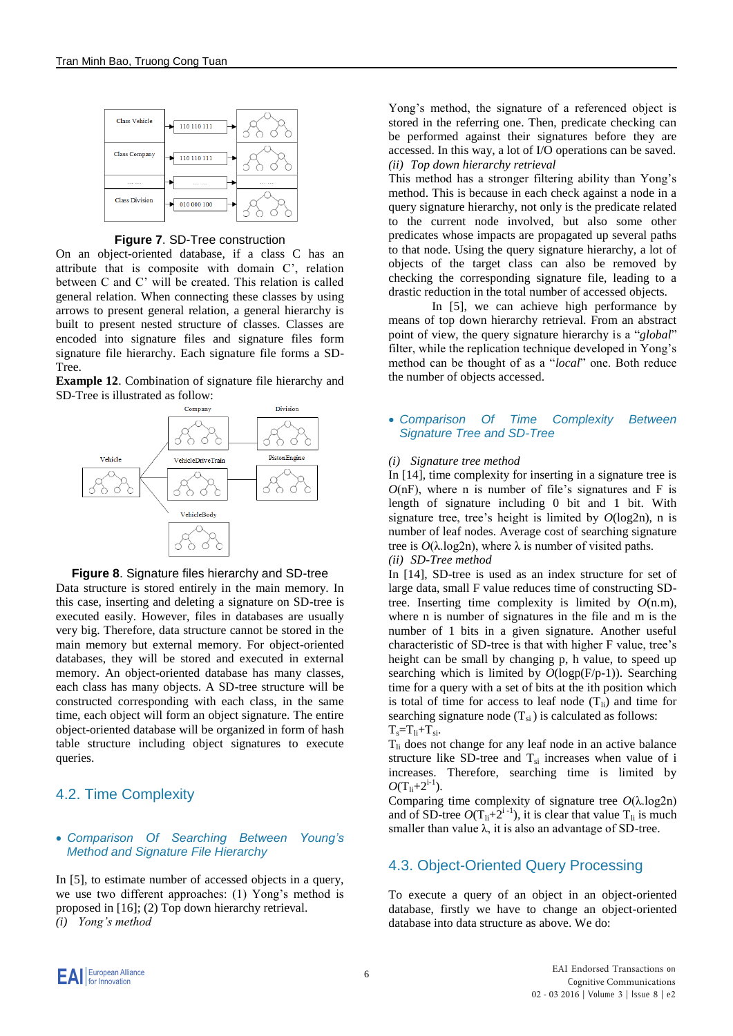Figure 7. SD-Tree construction

On an object-oriented database, if a class C has an attribute that is composite with domain C', relation between C and C' will be created. This relation is called general relation. When connecting these classes by using arrows to present general relation, a general hierarchy is built to present nested structure of classes. Classes are encoded into signature files and signature files form signature file hierarchy. Each signature file forms a SD-Tree.

**Example 12**. Combination of signature file hierarchy and SD-Tree is illustrated as follow:

Figure 8. Signature files hierarchy and SD-tree

Data structure is stored entirely in the main memory. In this case, inserting and deleting a signature on SD-tree is executed easily. However, files in databases are usually very big. Therefore, data structure cannot be stored in the main memory but external memory. For object-oriented databases, they will be stored and executed in external memory. An object-oriented database has many classes, each class has many objects. A SD-tree structure will be constructed corresponding with each class, in the same time, each object will form an object signature. The entire object-oriented database will be organized in form of hash table structure including object signatures to execute queries.

## 4.2. Time Complexity

- *Comparison Of Searching Between Young's Method and Signature File Hierarchy*

In [5], to estimate number of accessed objects in a query, we use two different approaches: (1) Yong's method is proposed in [16]; (2) Top down hierarchy retrieval.

*(i) Yong's method*

Yong's method, the signature of a referenced object is stored in the referring one. Then, predicate checking can be performed against their signatures before they are accessed. In this way, a lot of I/O operations can be saved.

*(ii) Top down hierarchy retrieval*

This method has a stronger filtering ability than Yong's method. This is because in each check against a node in a query signature hierarchy, not only is the predicate related to the current node involved, but also some other predicates whose impacts are propagated up several paths to that node. Using the query signature hierarchy, a lot of objects of the target class can also be removed by checking the corresponding signature file, leading to a drastic reduction in the total number of accessed objects.

In [5], we can achieve high performance by means of top down hierarchy retrieval. From an abstract point of view, the query signature hierarchy is a "*global*" filter, while the replication technique developed in Yong's method can be thought of as a "*local*" one. Both reduce the number of objects accessed.

- *Comparison Of Time Complexity Between Signature Tree and SD-Tree*

*(i) Signature tree method*

In [14], time complexity for inserting in a signature tree is $O(nF)$, where n is number of file's signatures and F is length of signature including 0 bit and 1 bit. With signature tree, tree's height is limited by $O(\log 2n)$, n is number of leaf nodes. Average cost of searching signature tree is $O(\lambda.\log 2n)$, where $\lambda$ is number of visited paths.

*(ii) SD-Tree method*

In [14], SD-tree is used as an index structure for set of large data, small F value reduces time of constructing SD-tree. Inserting time complexity is limited by $O(n.m)$, where n is number of signatures in the file and m is the number of 1 bits in a given signature. Another useful characteristic of SD-tree is that with higher F value, tree's height can be small by changing p, h value, to speed up searching which is limited by $O(\log p(F/p\text{-}1))$. Searching time for a query with a set of bits at the ith position which is total of time for access to leaf node ($T_{li}$) and time for searching signature node ($T_{si}$) is calculated as follows:

$T_s = T_{li} + T_{si}$.

$T_{li}$ does not change for any leaf node in an active balance structure like SD-tree and $T_{si}$ increases when value of i increases. Therefore, searching time is limited by $O(T_{li}+2^{i-1})$.

Comparing time complexity of signature tree $O(\lambda.\log 2n)$ and of SD-tree $O(T_{li}+2^{i-1})$, it is clear that value $T_{li}$ is much smaller than value $\lambda$, it is also an advantage of SD-tree.

## 4.3. Object-Oriented Query Processing

To execute a query of an object in an object-oriented database, firstly we have to change an object-oriented database into data structure as above. We do: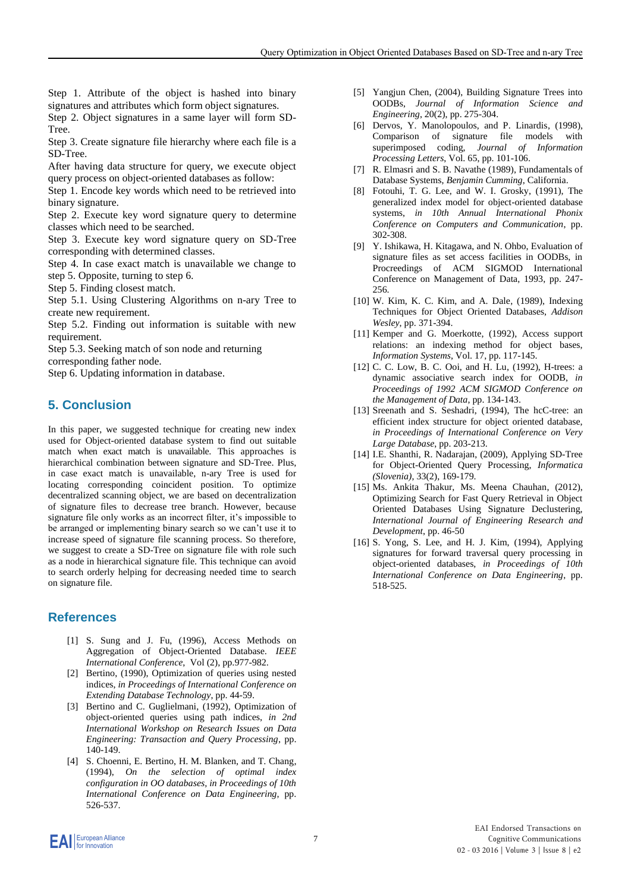Step 1. Attribute of the object is hashed into binary signatures and attributes which form object signatures.

Step 2. Object signatures in a same layer will form SD-Tree.

Step 3. Create signature file hierarchy where each file is a SD-Tree.

After having data structure for query, we execute object query process on object-oriented databases as follow:

Step 1. Encode key words which need to be retrieved into binary signature.

Step 2. Execute key word signature query to determine classes which need to be searched.

Step 3. Execute key word signature query on SD-Tree corresponding with determined classes.

Step 4. In case exact match is unavailable we change to step 5. Opposite, turning to step 6.

Step 5. Finding closest match.

Step 5.1. Using Clustering Algorithms on n-ary Tree to create new requirement.

Step 5.2. Finding out information is suitable with new requirement.

Step 5.3. Seeking match of son node and returning corresponding father node.

Step 6. Updating information in database.

## 5. Conclusion

In this paper, we suggested technique for creating new index used for Object-oriented database system to find out suitable match when exact match is unavailable. This approaches is hierarchical combination between signature and SD-Tree. Plus, in case exact match is unavailable, n-ary Tree is used for locating corresponding coincident position. To optimize decentralized scanning object, we are based on decentralization of signature files to decrease tree branch. However, because signature file only works as an incorrect filter, it's impossible to be arranged or implementing binary search so we can't use it to increase speed of signature file scanning process. So therefore, we suggest to create a SD-Tree on signature file with role such as a node in hierarchical signature file. This technique can avoid to search orderly helping for decreasing needed time to search on signature file.

## References

[1] S. Sung and J. Fu, (1996), Access Methods on Aggregation of Object-Oriented Database. *IEEE International Conference*, Vol (2), pp.977-982.

[2] Bertino, (1990), Optimization of queries using nested indices, *in Proceedings of International Conference on Extending Database Technology*, pp. 44-59.

[3] Bertino and C. Guglielmani, (1992), Optimization of object-oriented queries using path indices, *in 2nd International Workshop on Research Issues on Data Engineering: Transaction and Query Processing*, pp. 140-149.

[4] S. Choenni, E. Bertino, H. M. Blanken, and T. Chang, (1994), *On the selection of optimal index configuration in OO databases, in Proceedings of 10th International Conference on Data Engineering*, pp. 526-537.

[5] Yangjun Chen, (2004), Building Signature Trees into OODBs, *Journal of Information Science and Engineering*, 20(2), pp. 275-304.

[6] Dervos, Y. Manolopoulos, and P. Linardis, (1998), Comparison of signature file models with superimposed coding, *Journal of Information Processing Letters*, Vol. 65, pp. 101-106.

[7] R. Elmasri and S. B. Navathe (1989), Fundamentals of Database Systems, *Benjamin Cumming*, California.

[8] Fotouhi, T. G. Lee, and W. I. Grosky, (1991), The generalized index model for object-oriented database systems, *in 10th Annual International Phonix Conference on Computers and Communication*, pp. 302-308.

[9] Y. Ishikawa, H. Kitagawa, and N. Ohbo, Evaluation of signature files as set access facilities in OODBs, in Procreedings of ACM SIGMOD International Conference on Management of Data, 1993, pp. 247-256.

[10] W. Kim, K. C. Kim, and A. Dale, (1989), Indexing Techniques for Object Oriented Databases, *Addison Wesley*, pp. 371-394.

[11] Kemper and G. Moerkotte, (1992), Access support relations: an indexing method for object bases, *Information Systems*, Vol. 17, pp. 117-145.

[12] C. C. Low, B. C. Ooi, and H. Lu, (1992), H-trees: a dynamic associative search index for OODB, *in Proceedings of 1992 ACM SIGMOD Conference on the Management of Data*, pp. 134-143.

[13] Sreenath and S. Seshadri, (1994), The hcC-tree: an efficient index structure for object oriented database, *in Proceedings of International Conference on Very Large Database*, pp. 203-213.

[14] I.E. Shanthi, R. Nadarajan, (2009), Applying SD-Tree for Object-Oriented Query Processing, *Informatica (Slovenia)*, 33(2), 169-179.

[15] Ms. Ankita Thakur, Ms. Meena Chauhan, (2012), Optimizing Search for Fast Query Retrieval in Object Oriented Databases Using Signature Declustering, *International Journal of Engineering Research and Development*, pp. 46-50

[16] S. Yong, S. Lee, and H. J. Kim, (1994), Applying signatures for forward traversal query processing in object-oriented databases, *in Proceedings of 10th International Conference on Data Engineering*, pp. 518-525.